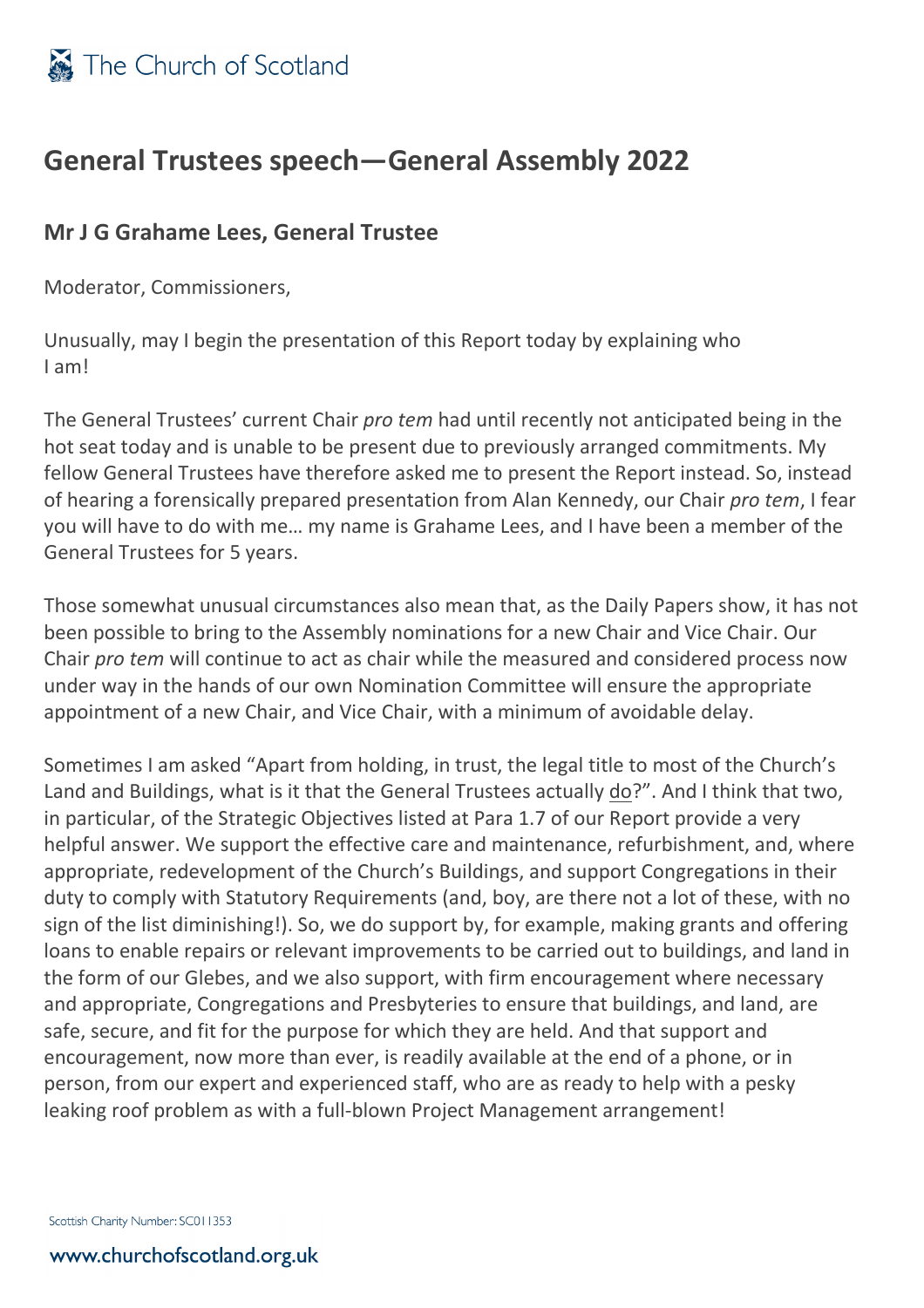# General Trustees speech—General Assembly 2022

## Mr J G Grahame Lees, General Trustee

Moderator, Commissioners,

Unusually, may I begin the presentation of this Report today by explaining who I am!

The General Trustees' current Chair *pro tem* had until recently not anticipated being in the hot seat today and is unable to be present due to previously arranged commitments. My fellow General Trustees have therefore asked me to present the Report instead. So, instead of hearing a forensically prepared presentation from Alan Kennedy, our Chair *pro tem*, I fear you will have to do with me… my name is Grahame Lees, and I have been a member of the General Trustees for 5 years.

Those somewhat unusual circumstances also mean that, as the Daily Papers show, it has not been possible to bring to the Assembly nominations for a new Chair and Vice Chair. Our Chair *pro tem* will continue to act as chair while the measured and considered process now under way in the hands of our own Nomination Committee will ensure the appropriate appointment of a new Chair, and Vice Chair, with a minimum of avoidable delay.

Sometimes I am asked "Apart from holding, in trust, the legal title to most of the Church's Land and Buildings, what is it that the General Trustees actually do?". And I think that two, in particular, of the Strategic Objectives listed at Para 1.7 of our Report provide a very helpful answer. We support the effective care and maintenance, refurbishment, and, where appropriate, redevelopment of the Church's Buildings, and support Congregations in their duty to comply with Statutory Requirements (and, boy, are there not a lot of these, with no sign of the list diminishing!). So, we do support by, for example, making grants and offering loans to enable repairs or relevant improvements to be carried out to buildings, and land in the form of our Glebes, and we also support, with firm encouragement where necessary and appropriate, Congregations and Presbyteries to ensure that buildings, and land, are safe, secure, and fit for the purpose for which they are held. And that support and encouragement, now more than ever, is readily available at the end of a phone, or in person, from our expert and experienced staff, who are as ready to help with a pesky leaking roof problem as with a full-blown Project Management arrangement!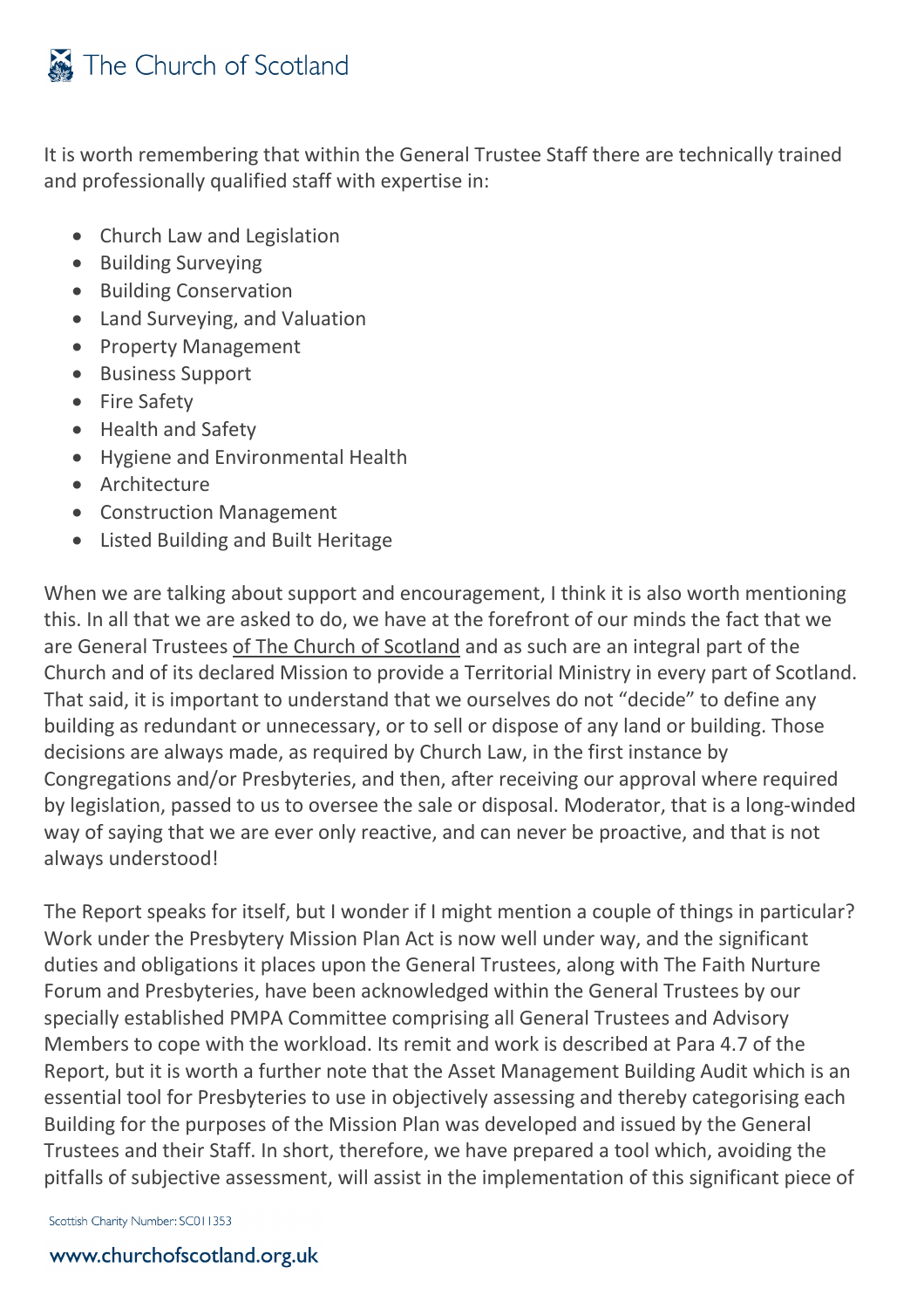It is worth remembering that within the General Trustee Staff there are technically trained and professionally qualified staff with expertise in:

- Church Law and Legislation
- Building Surveying
- Building Conservation
- Land Surveying, and Valuation
- Property Management
- Business Support
- Fire Safety
- Health and Safety
- Hygiene and Environmental Health
- Architecture
- Construction Management
- Listed Building and Built Heritage

When we are talking about support and encouragement, I think it is also worth mentioning this. In all that we are asked to do, we have at the forefront of our minds the fact that we are General Trustees <u>of The Church of Scotland</u> and as such are an integral part of the Church and of its declared Mission to provide a Territorial Ministry in every part of Scotland. That said, it is important to understand that we ourselves do not "decide" to define any building as redundant or unnecessary, or to sell or dispose of any land or building. Those decisions are always made, as required by Church Law, in the first instance by Congregations and/or Presbyteries, and then, after receiving our approval where required by legislation, passed to us to oversee the sale or disposal. Moderator, that is a long-winded way of saying that we are ever only reactive, and can never be proactive, and that is not always understood!

The Report speaks for itself, but I wonder if I might mention a couple of things in particular? Work under the Presbytery Mission Plan Act is now well under way, and the significant duties and obligations it places upon the General Trustees, along with The Faith Nurture Forum and Presbyteries, have been acknowledged within the General Trustees by our specially established PMPA Committee comprising all General Trustees and Advisory Members to cope with the workload. Its remit and work is described at Para 4.7 of the Report, but it is worth a further note that the Asset Management Building Audit which is an essential tool for Presbyteries to use in objectively assessing and thereby categorising each Building for the purposes of the Mission Plan was developed and issued by the General Trustees and their Staff. In short, therefore, we have prepared a tool which, avoiding the pitfalls of subjective assessment, will assist in the implementation of this significant piece of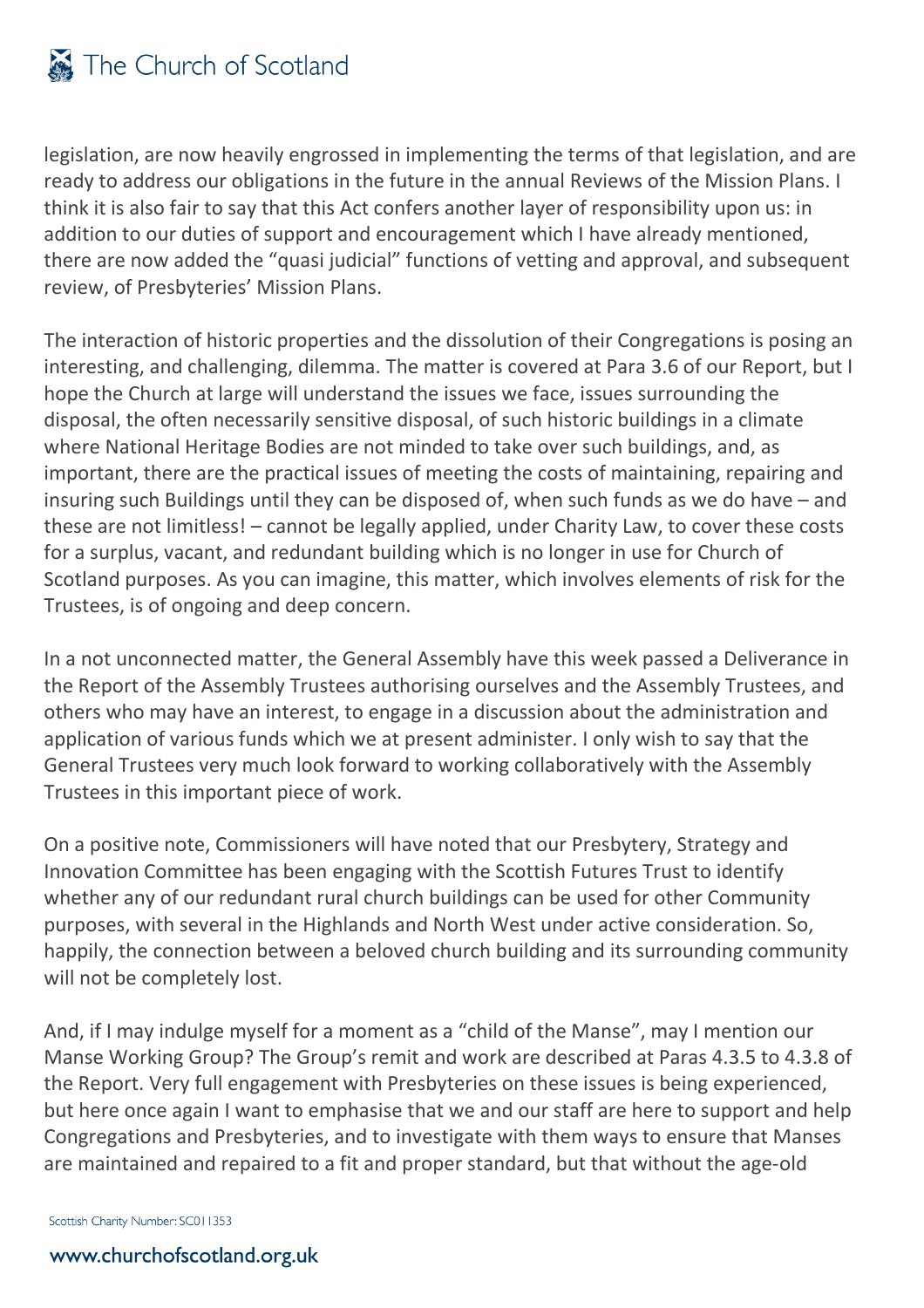legislation, are now heavily engrossed in implementing the terms of that legislation, and are ready to address our obligations in the future in the annual Reviews of the Mission Plans. I think it is also fair to say that this Act confers another layer of responsibility upon us: in addition to our duties of support and encouragement which I have already mentioned, there are now added the "quasi judicial" functions of vetting and approval, and subsequent review, of Presbyteries' Mission Plans.

The interaction of historic properties and the dissolution of their Congregations is posing an interesting, and challenging, dilemma. The matter is covered at Para 3.6 of our Report, but I hope the Church at large will understand the issues we face, issues surrounding the disposal, the often necessarily sensitive disposal, of such historic buildings in a climate where National Heritage Bodies are not minded to take over such buildings, and, as important, there are the practical issues of meeting the costs of maintaining, repairing and insuring such Buildings until they can be disposed of, when such funds as we do have – and these are not limitless! – cannot be legally applied, under Charity Law, to cover these costs for a surplus, vacant, and redundant building which is no longer in use for Church of Scotland purposes. As you can imagine, this matter, which involves elements of risk for the Trustees, is of ongoing and deep concern.

In a not unconnected matter, the General Assembly have this week passed a Deliverance in the Report of the Assembly Trustees authorising ourselves and the Assembly Trustees, and others who may have an interest, to engage in a discussion about the administration and application of various funds which we at present administer. I only wish to say that the General Trustees very much look forward to working collaboratively with the Assembly Trustees in this important piece of work.

On a positive note, Commissioners will have noted that our Presbytery, Strategy and Innovation Committee has been engaging with the Scottish Futures Trust to identify whether any of our redundant rural church buildings can be used for other Community purposes, with several in the Highlands and North West under active consideration. So, happily, the connection between a beloved church building and its surrounding community will not be completely lost.

And, if I may indulge myself for a moment as a "child of the Manse", may I mention our Manse Working Group? The Group's remit and work are described at Paras 4.3.5 to 4.3.8 of the Report. Very full engagement with Presbyteries on these issues is being experienced, but here once again I want to emphasise that we and our staff are here to support and help Congregations and Presbyteries, and to investigate with them ways to ensure that Manses are maintained and repaired to a fit and proper standard, but that without the age-old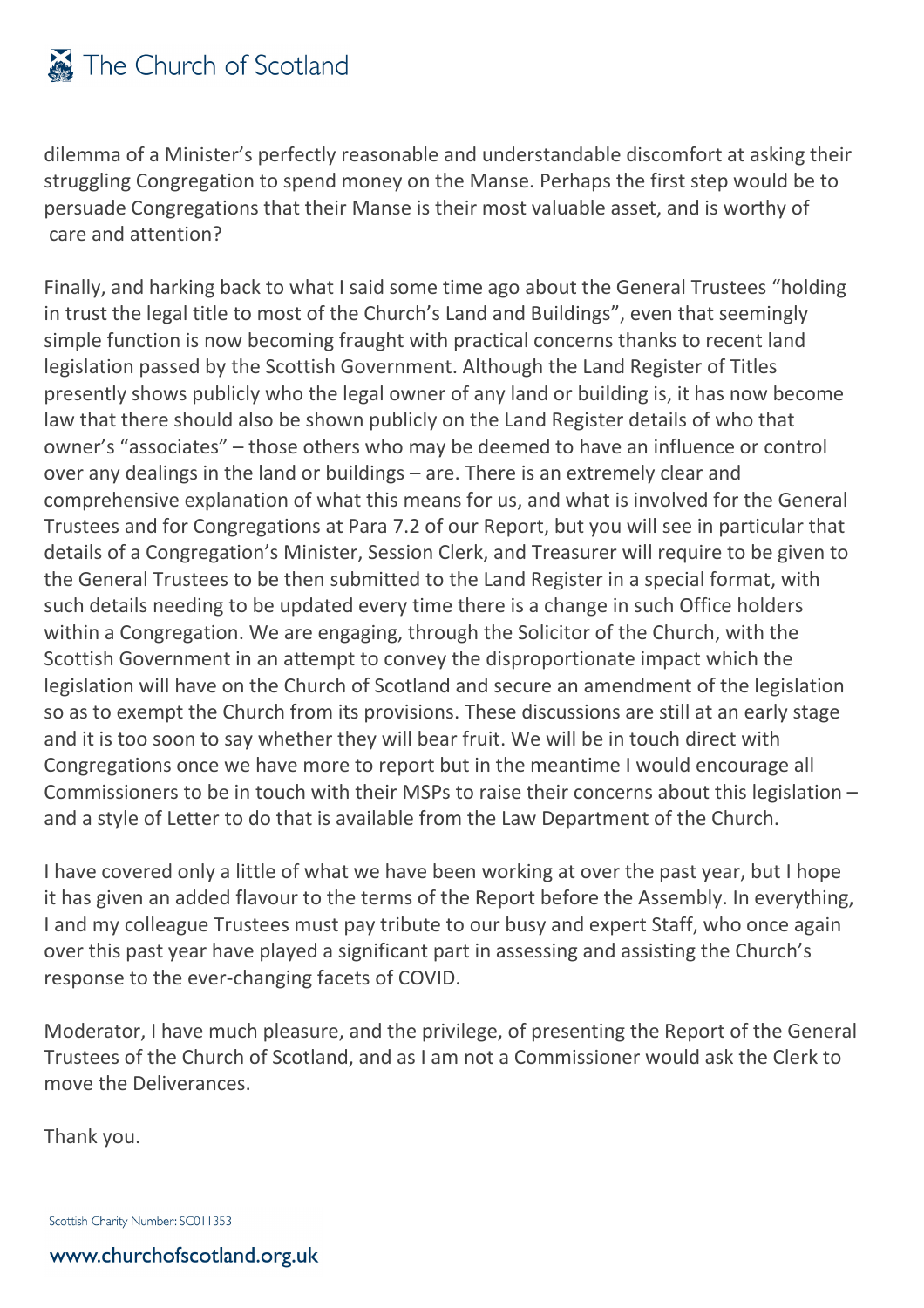dilemma of a Minister's perfectly reasonable and understandable discomfort at asking their struggling Congregation to spend money on the Manse. Perhaps the first step would be to persuade Congregations that their Manse is their most valuable asset, and is worthy of care and attention?

Finally, and harking back to what I said some time ago about the General Trustees "holding in trust the legal title to most of the Church's Land and Buildings", even that seemingly simple function is now becoming fraught with practical concerns thanks to recent land legislation passed by the Scottish Government. Although the Land Register of Titles presently shows publicly who the legal owner of any land or building is, it has now become law that there should also be shown publicly on the Land Register details of who that owner's "associates" – those others who may be deemed to have an influence or control over any dealings in the land or buildings – are. There is an extremely clear and comprehensive explanation of what this means for us, and what is involved for the General Trustees and for Congregations at Para 7.2 of our Report, but you will see in particular that details of a Congregation's Minister, Session Clerk, and Treasurer will require to be given to the General Trustees to be then submitted to the Land Register in a special format, with such details needing to be updated every time there is a change in such Office holders within a Congregation. We are engaging, through the Solicitor of the Church, with the Scottish Government in an attempt to convey the disproportionate impact which the legislation will have on the Church of Scotland and secure an amendment of the legislation so as to exempt the Church from its provisions. These discussions are still at an early stage and it is too soon to say whether they will bear fruit. We will be in touch direct with Congregations once we have more to report but in the meantime I would encourage all Commissioners to be in touch with their MSPs to raise their concerns about this legislation – and a style of Letter to do that is available from the Law Department of the Church.

I have covered only a little of what we have been working at over the past year, but I hope it has given an added flavour to the terms of the Report before the Assembly. In everything, I and my colleague Trustees must pay tribute to our busy and expert Staff, who once again over this past year have played a significant part in assessing and assisting the Church's response to the ever-changing facets of COVID.

Moderator, I have much pleasure, and the privilege, of presenting the Report of the General Trustees of the Church of Scotland, and as I am not a Commissioner would ask the Clerk to move the Deliverances.

Thank you.